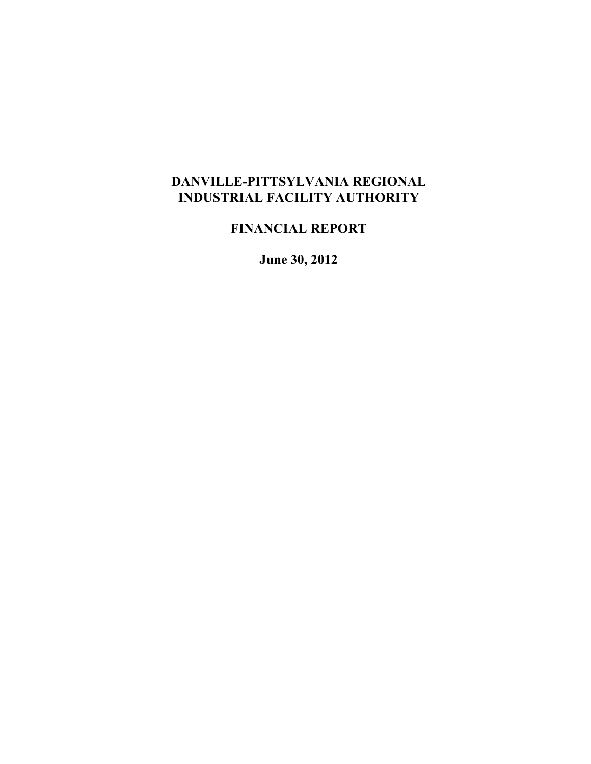# DANVILLE-PITTSYLVANIA REGIONAL INDUSTRIAL FACILITY AUTHORITY

## FINANCIAL REPORT

### June 30, 2012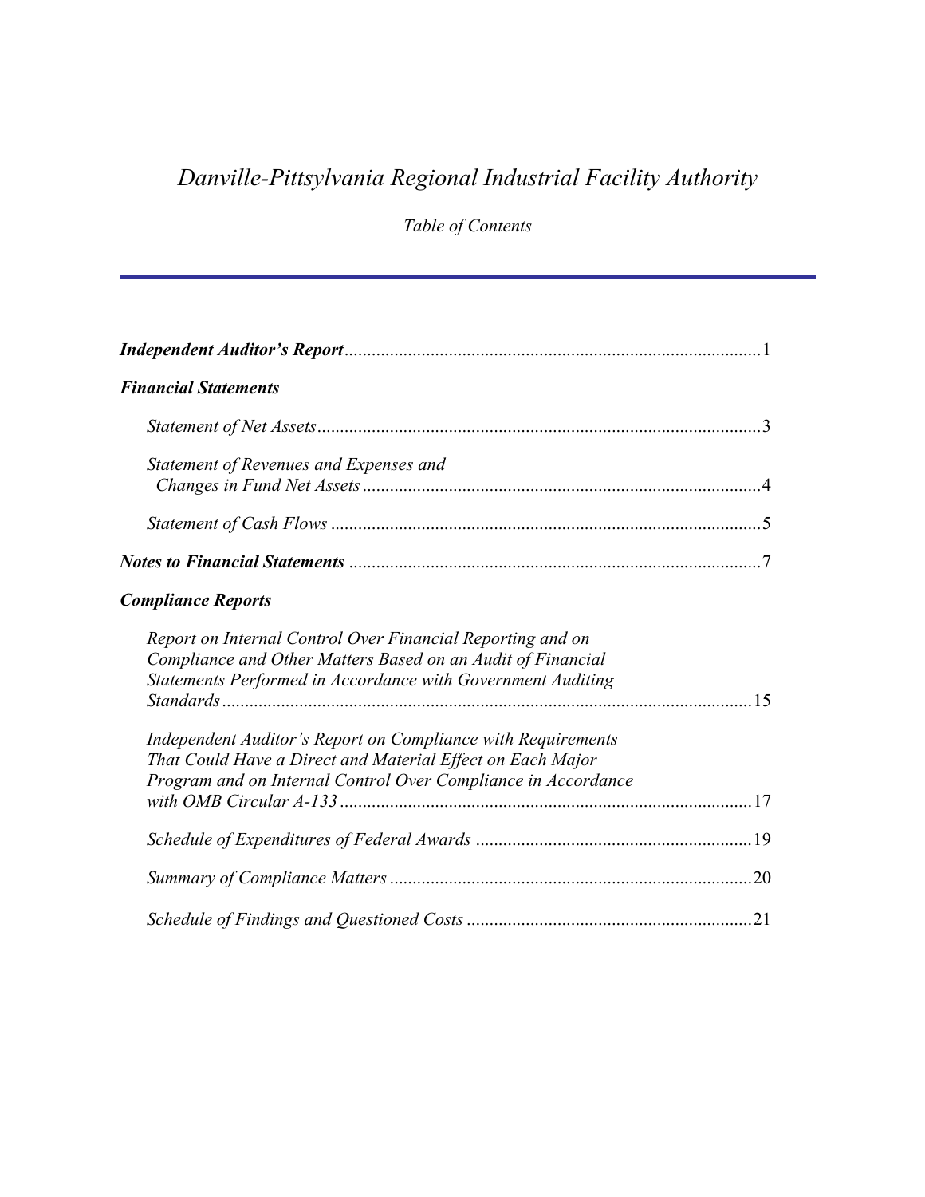# *Danville-Pittsylvania Regional Industrial Facility Authority*

*Table of Contents*

***Independent Auditor's Report*** ..........1

***Financial Statements***

*Statement of Net Assets* ..........3

*Statement of Revenues and Expenses and Changes in Fund Net Assets* ..........4

*Statement of Cash Flows* ..........5

***Notes to Financial Statements*** ..........7

***Compliance Reports***

*Report on Internal Control Over Financial Reporting and on Compliance and Other Matters Based on an Audit of Financial Statements Performed in Accordance with Government Auditing Standards* ..........15

*Independent Auditor's Report on Compliance with Requirements That Could Have a Direct and Material Effect on Each Major Program and on Internal Control Over Compliance in Accordance with OMB Circular A-133* ..........17

*Schedule of Expenditures of Federal Awards* ..........19

*Summary of Compliance Matters* ..........20

*Schedule of Findings and Questioned Costs* ..........21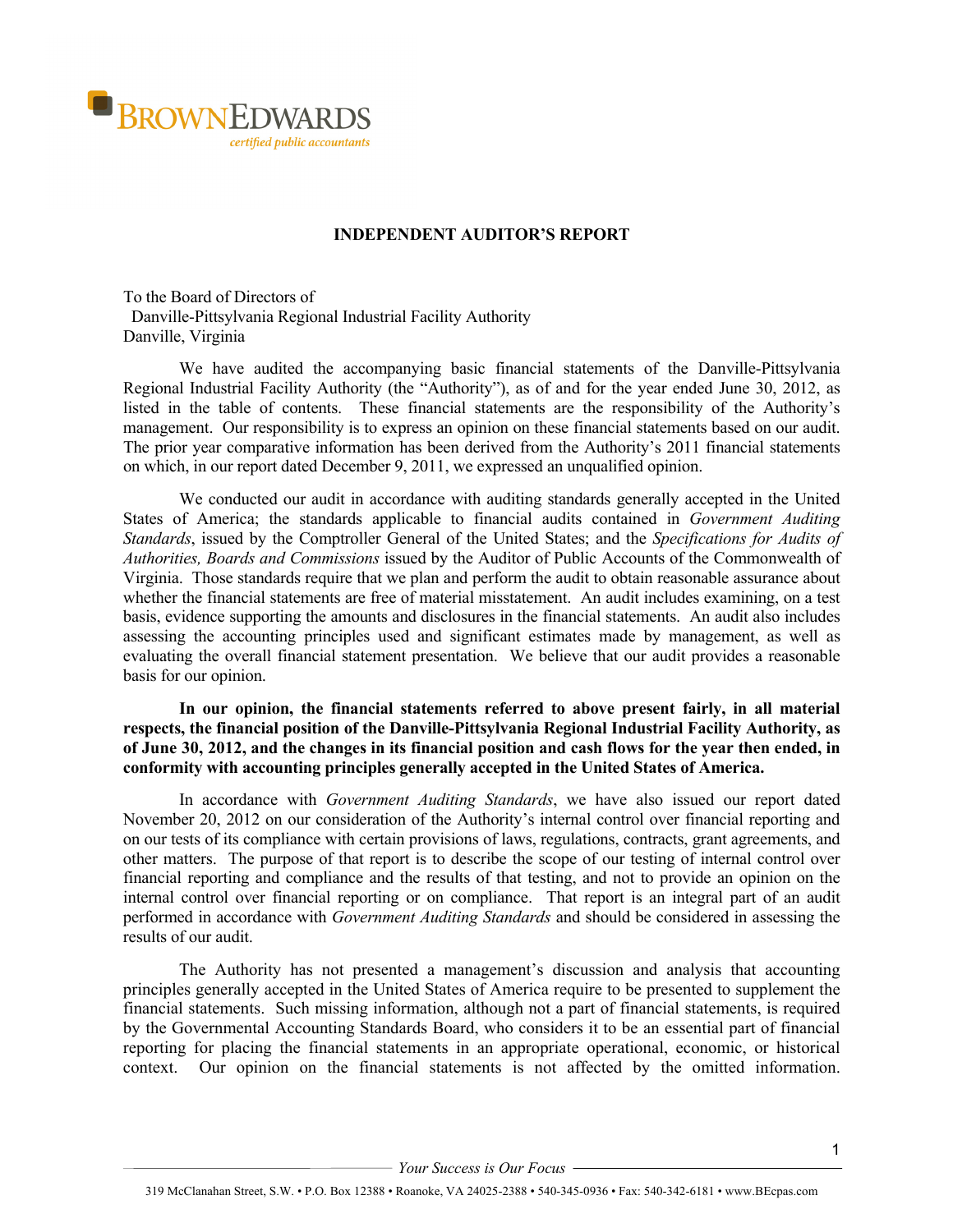BROWN EDWARDS

*certified public accountants*

## INDEPENDENT AUDITOR'S REPORT

To the Board of Directors of
Danville-Pittsylvania Regional Industrial Facility Authority
Danville, Virginia

We have audited the accompanying basic financial statements of the Danville-Pittsylvania Regional Industrial Facility Authority (the "Authority"), as of and for the year ended June 30, 2012, as listed in the table of contents. These financial statements are the responsibility of the Authority's management. Our responsibility is to express an opinion on these financial statements based on our audit. The prior year comparative information has been derived from the Authority's 2011 financial statements on which, in our report dated December 9, 2011, we expressed an unqualified opinion.

We conducted our audit in accordance with auditing standards generally accepted in the United States of America; the standards applicable to financial audits contained in *Government Auditing Standards*, issued by the Comptroller General of the United States; and the *Specifications for Audits of Authorities, Boards and Commissions* issued by the Auditor of Public Accounts of the Commonwealth of Virginia. Those standards require that we plan and perform the audit to obtain reasonable assurance about whether the financial statements are free of material misstatement. An audit includes examining, on a test basis, evidence supporting the amounts and disclosures in the financial statements. An audit also includes assessing the accounting principles used and significant estimates made by management, as well as evaluating the overall financial statement presentation. We believe that our audit provides a reasonable basis for our opinion.

**In our opinion, the financial statements referred to above present fairly, in all material respects, the financial position of the Danville-Pittsylvania Regional Industrial Facility Authority, as of June 30, 2012, and the changes in its financial position and cash flows for the year then ended, in conformity with accounting principles generally accepted in the United States of America.**

In accordance with *Government Auditing Standards*, we have also issued our report dated November 20, 2012 on our consideration of the Authority's internal control over financial reporting and on our tests of its compliance with certain provisions of laws, regulations, contracts, grant agreements, and other matters. The purpose of that report is to describe the scope of our testing of internal control over financial reporting and compliance and the results of that testing, and not to provide an opinion on the internal control over financial reporting or on compliance. That report is an integral part of an audit performed in accordance with *Government Auditing Standards* and should be considered in assessing the results of our audit.

The Authority has not presented a management's discussion and analysis that accounting principles generally accepted in the United States of America require to be presented to supplement the financial statements. Such missing information, although not a part of financial statements, is required by the Governmental Accounting Standards Board, who considers it to be an essential part of financial reporting for placing the financial statements in an appropriate operational, economic, or historical context. Our opinion on the financial statements is not affected by the omitted information.

*Your Success is Our Focus*

319 McClanahan Street, S.W. • P.O. Box 12388 • Roanoke, VA 24025-2388 • 540-345-0936 • Fax: 540-342-6181 • www.BEcpas.com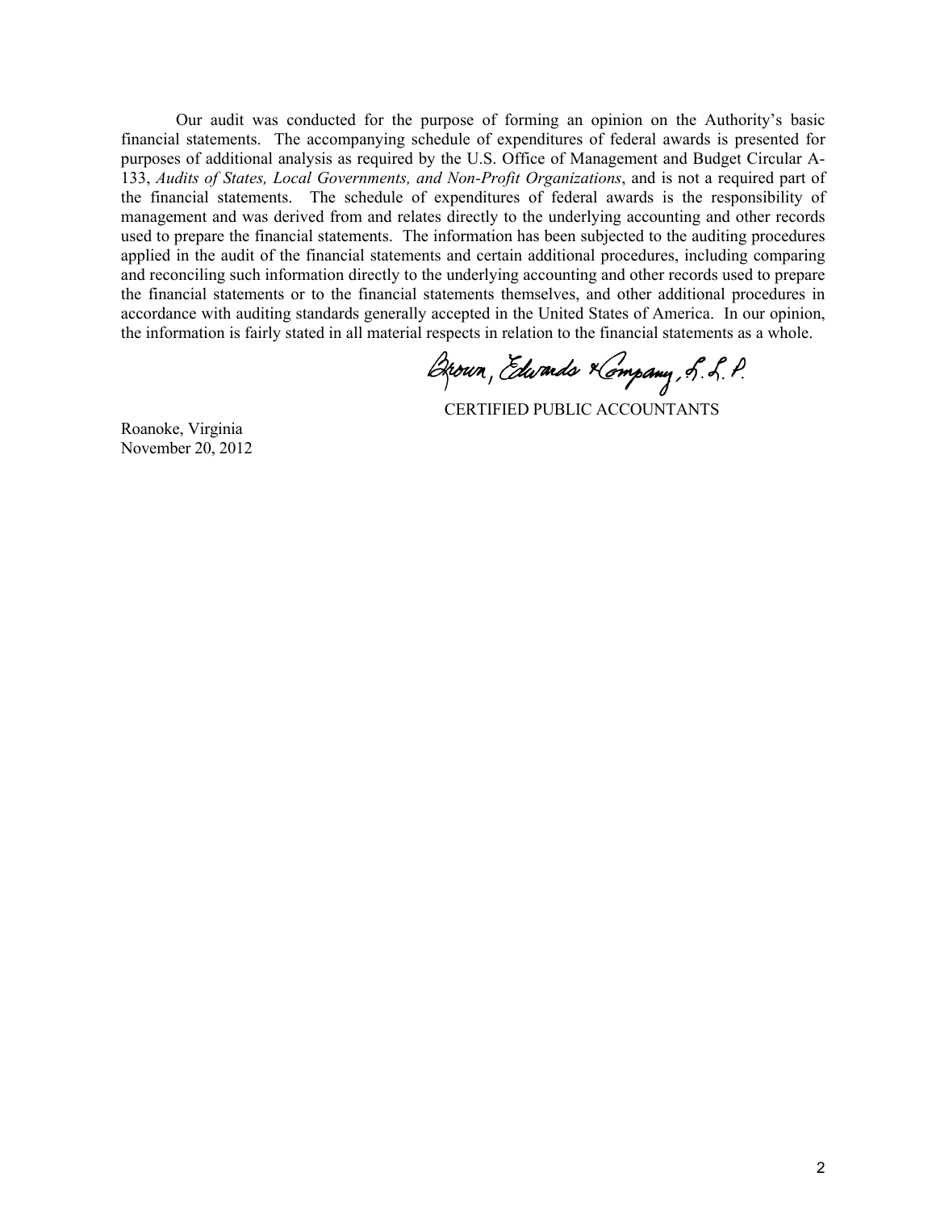Our audit was conducted for the purpose of forming an opinion on the Authority's basic financial statements. The accompanying schedule of expenditures of federal awards is presented for purposes of additional analysis as required by the U.S. Office of Management and Budget Circular A-133, *Audits of States, Local Governments, and Non-Profit Organizations*, and is not a required part of the financial statements. The schedule of expenditures of federal awards is the responsibility of management and was derived from and relates directly to the underlying accounting and other records used to prepare the financial statements. The information has been subjected to the auditing procedures applied in the audit of the financial statements and certain additional procedures, including comparing and reconciling such information directly to the underlying accounting and other records used to prepare the financial statements or to the financial statements themselves, and other additional procedures in accordance with auditing standards generally accepted in the United States of America. In our opinion, the information is fairly stated in all material respects in relation to the financial statements as a whole.

Brown, Edwards & Company, L.L.P.

CERTIFIED PUBLIC ACCOUNTANTS

Roanoke, Virginia
November 20, 2012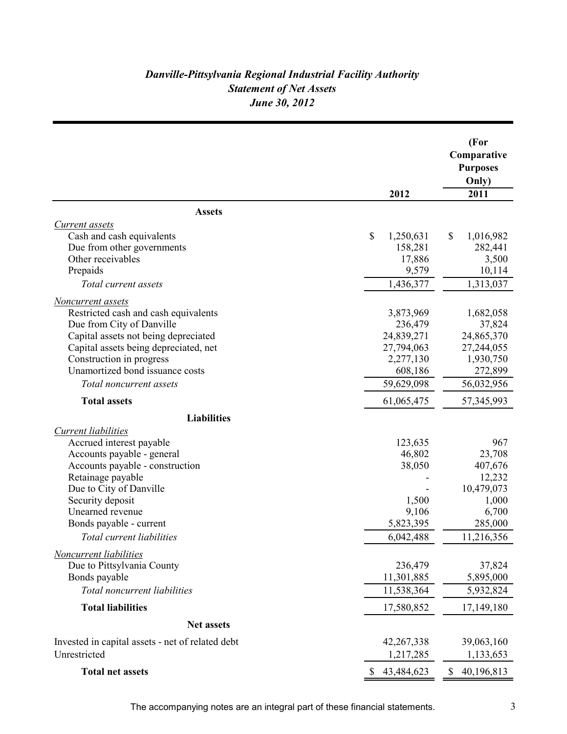# *Danville-Pittsylvania Regional Industrial Facility Authority*
## *Statement of Net Assets*
### *June 30, 2012*

| | 2012 | (For Comparative Purposes Only) 2011 |
|---|---|---|
| **Assets** | | |
| *Current assets* | | |
| Cash and cash equivalents | $ 1,250,631 | $ 1,016,982 |
| Due from other governments | 158,281 | 282,441 |
| Other receivables | 17,886 | 3,500 |
| Prepaids | 9,579 | 10,114 |
| *Total current assets* | 1,436,377 | 1,313,037 |
| *Noncurrent assets* | | |
| Restricted cash and cash equivalents | 3,873,969 | 1,682,058 |
| Due from City of Danville | 236,479 | 37,824 |
| Capital assets not being depreciated | 24,839,271 | 24,865,370 |
| Capital assets being depreciated, net | 27,794,063 | 27,244,055 |
| Construction in progress | 2,277,130 | 1,930,750 |
| Unamortized bond issuance costs | 608,186 | 272,899 |
| *Total noncurrent assets* | 59,629,098 | 56,032,956 |
| **Total assets** | 61,065,475 | 57,345,993 |
| **Liabilities** | | |
| *Current liabilities* | | |
| Accrued interest payable | 123,635 | 967 |
| Accounts payable - general | 46,802 | 23,708 |
| Accounts payable - construction | 38,050 | 407,676 |
| Retainage payable | - | 12,232 |
| Due to City of Danville | - | 10,479,073 |
| Security deposit | 1,500 | 1,000 |
| Unearned revenue | 9,106 | 6,700 |
| Bonds payable - current | 5,823,395 | 285,000 |
| *Total current liabilities* | 6,042,488 | 11,216,356 |
| *Noncurrent liabilities* | | |
| Due to Pittsylvania County | 236,479 | 37,824 |
| Bonds payable | 11,301,885 | 5,895,000 |
| *Total noncurrent liabilities* | 11,538,364 | 5,932,824 |
| **Total liabilities** | 17,580,852 | 17,149,180 |
| **Net assets** | | |
| Invested in capital assets - net of related debt | 42,267,338 | 39,063,160 |
| Unrestricted | 1,217,285 | 1,133,653 |
| **Total net assets** | $ 43,484,623 | $ 40,196,813 |

The accompanying notes are an integral part of these financial statements.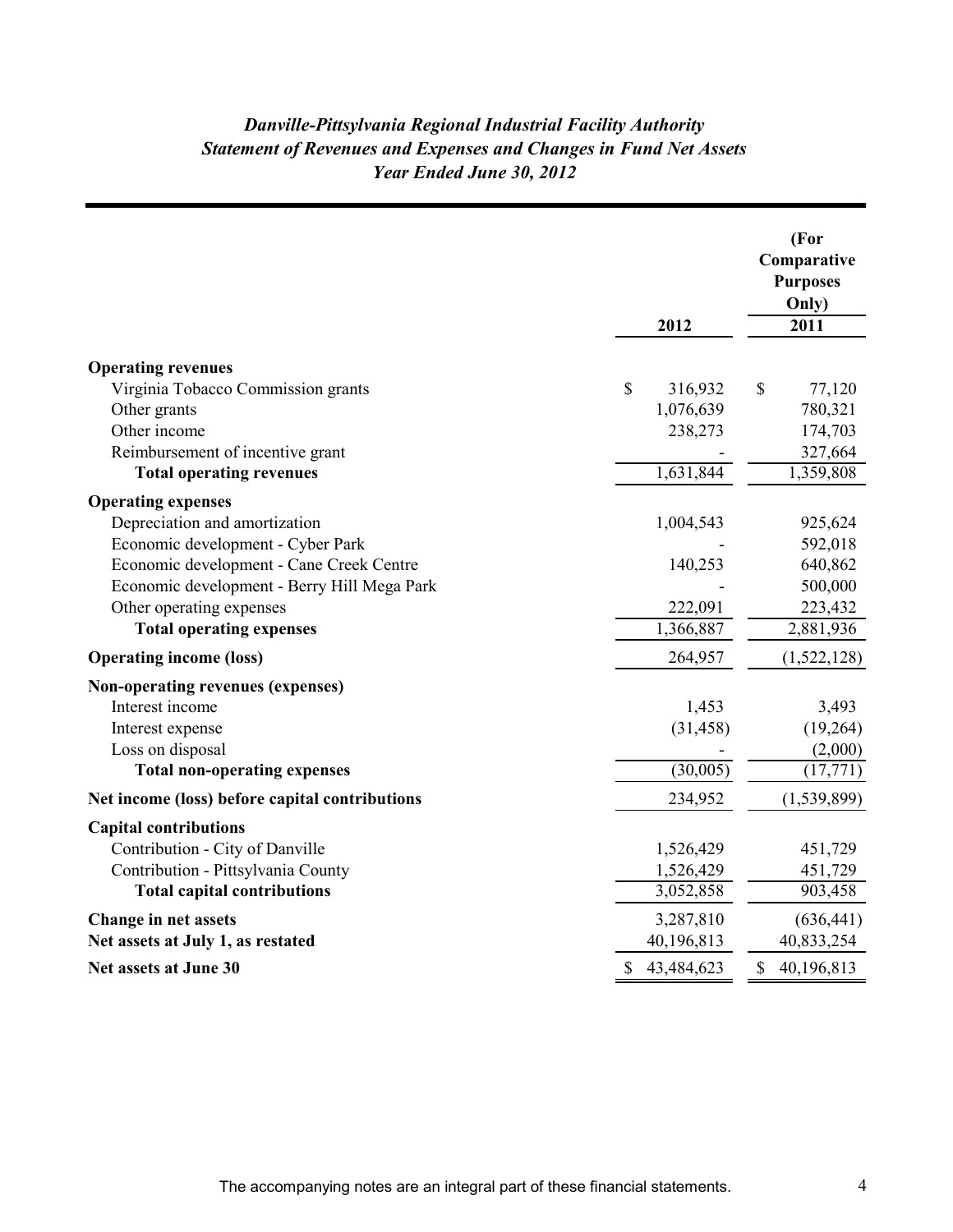# *Danville-Pittsylvania Regional Industrial Facility Authority*
## *Statement of Revenues and Expenses and Changes in Fund Net Assets*
### *Year Ended June 30, 2012*

| | 2012 | (For Comparative Purposes Only) 2011 |
|---|---|---|
| **Operating revenues** | | |
| Virginia Tobacco Commission grants | $ 316,932 | $ 77,120 |
| Other grants | 1,076,639 | 780,321 |
| Other income | 238,273 | 174,703 |
| Reimbursement of incentive grant | - | 327,664 |
| **Total operating revenues** | 1,631,844 | 1,359,808 |
| **Operating expenses** | | |
| Depreciation and amortization | 1,004,543 | 925,624 |
| Economic development - Cyber Park | - | 592,018 |
| Economic development - Cane Creek Centre | 140,253 | 640,862 |
| Economic development - Berry Hill Mega Park | - | 500,000 |
| Other operating expenses | 222,091 | 223,432 |
| **Total operating expenses** | 1,366,887 | 2,881,936 |
| **Operating income (loss)** | 264,957 | (1,522,128) |
| **Non-operating revenues (expenses)** | | |
| Interest income | 1,453 | 3,493 |
| Interest expense | (31,458) | (19,264) |
| Loss on disposal | - | (2,000) |
| **Total non-operating expenses** | (30,005) | (17,771) |
| **Net income (loss) before capital contributions** | 234,952 | (1,539,899) |
| **Capital contributions** | | |
| Contribution - City of Danville | 1,526,429 | 451,729 |
| Contribution - Pittsylvania County | 1,526,429 | 451,729 |
| **Total capital contributions** | 3,052,858 | 903,458 |
| **Change in net assets** | 3,287,810 | (636,441) |
| **Net assets at July 1, as restated** | 40,196,813 | 40,833,254 |
| **Net assets at June 30** | $ 43,484,623 | $ 40,196,813 |

The accompanying notes are an integral part of these financial statements.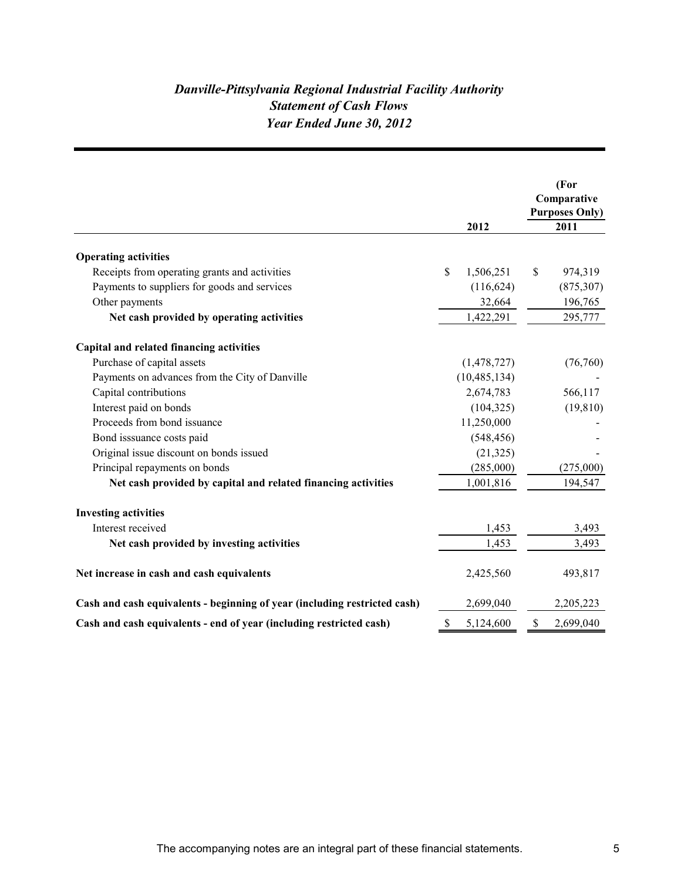# *Danville-Pittsylvania Regional Industrial Facility Authority*
## *Statement of Cash Flows*
### *Year Ended June 30, 2012*

| | 2012 | (For Comparative Purposes Only) 2011 |
|---|---|---|
| **Operating activities** | | |
| Receipts from operating grants and activities | $ 1,506,251 | $ 974,319 |
| Payments to suppliers for goods and services | (116,624) | (875,307) |
| Other payments | 32,664 | 196,765 |
| **Net cash provided by operating activities** | 1,422,291 | 295,777 |
| **Capital and related financing activities** | | |
| Purchase of capital assets | (1,478,727) | (76,760) |
| Payments on advances from the City of Danville | (10,485,134) | - |
| Capital contributions | 2,674,783 | 566,117 |
| Interest paid on bonds | (104,325) | (19,810) |
| Proceeds from bond issuance | 11,250,000 | - |
| Bond isssuance costs paid | (548,456) | - |
| Original issue discount on bonds issued | (21,325) | - |
| Principal repayments on bonds | (285,000) | (275,000) |
| **Net cash provided by capital and related financing activities** | 1,001,816 | 194,547 |
| **Investing activities** | | |
| Interest received | 1,453 | 3,493 |
| **Net cash provided by investing activities** | 1,453 | 3,493 |
| **Net increase in cash and cash equivalents** | 2,425,560 | 493,817 |
| **Cash and cash equivalents - beginning of year (including restricted cash)** | 2,699,040 | 2,205,223 |
| **Cash and cash equivalents - end of year (including restricted cash)** | $ 5,124,600 | $ 2,699,040 |

The accompanying notes are an integral part of these financial statements.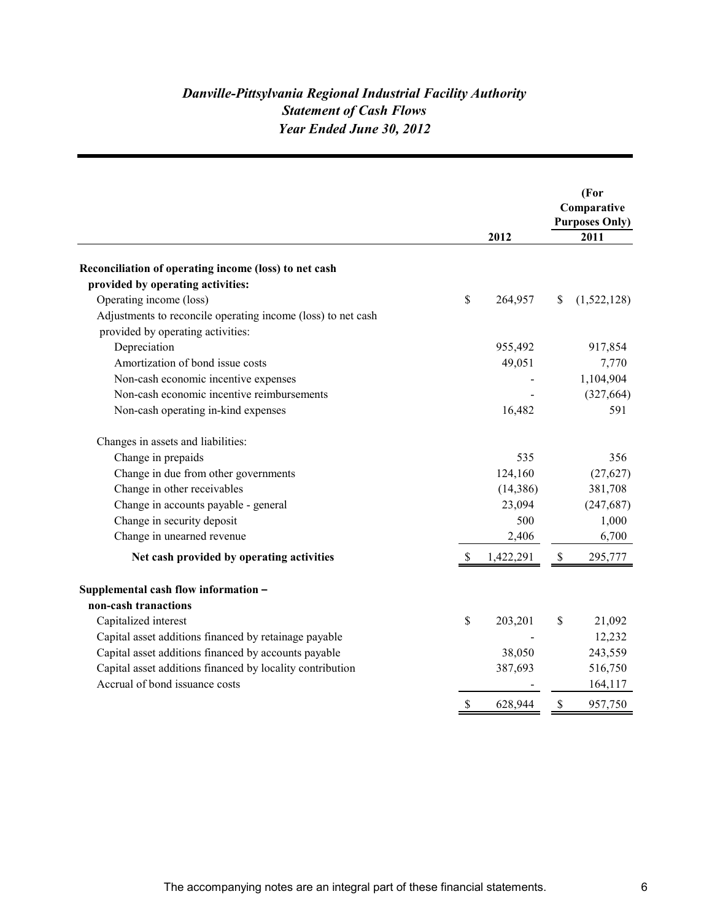# *Danville-Pittsylvania Regional Industrial Facility Authority*
## *Statement of Cash Flows*
### *Year Ended June 30, 2012*

| | 2012 | (For Comparative Purposes Only) 2011 |
|---|---|---|
| **Reconciliation of operating income (loss) to net cash provided by operating activities:** | | |
| Operating income (loss) | $ 264,957 | $ (1,522,128) |
| Adjustments to reconcile operating income (loss) to net cash provided by operating activities: | | |
| Depreciation | 955,492 | 917,854 |
| Amortization of bond issue costs | 49,051 | 7,770 |
| Non-cash economic incentive expenses | - | 1,104,904 |
| Non-cash economic incentive reimbursements | - | (327,664) |
| Non-cash operating in-kind expenses | 16,482 | 591 |
| Changes in assets and liabilities: | | |
| Change in prepaids | 535 | 356 |
| Change in due from other governments | 124,160 | (27,627) |
| Change in other receivables | (14,386) | 381,708 |
| Change in accounts payable - general | 23,094 | (247,687) |
| Change in security deposit | 500 | 1,000 |
| Change in unearned revenue | 2,406 | 6,700 |
| **Net cash provided by operating activities** | $ 1,422,291 | $ 295,777 |
| **Supplemental cash flow information – non-cash tranactions** | | |
| Capitalized interest | $ 203,201 | $ 21,092 |
| Capital asset additions financed by retainage payable | - | 12,232 |
| Capital asset additions financed by accounts payable | 38,050 | 243,559 |
| Capital asset additions financed by locality contribution | 387,693 | 516,750 |
| Accrual of bond issuance costs | - | 164,117 |
| | $ 628,944 | $ 957,750 |

The accompanying notes are an integral part of these financial statements.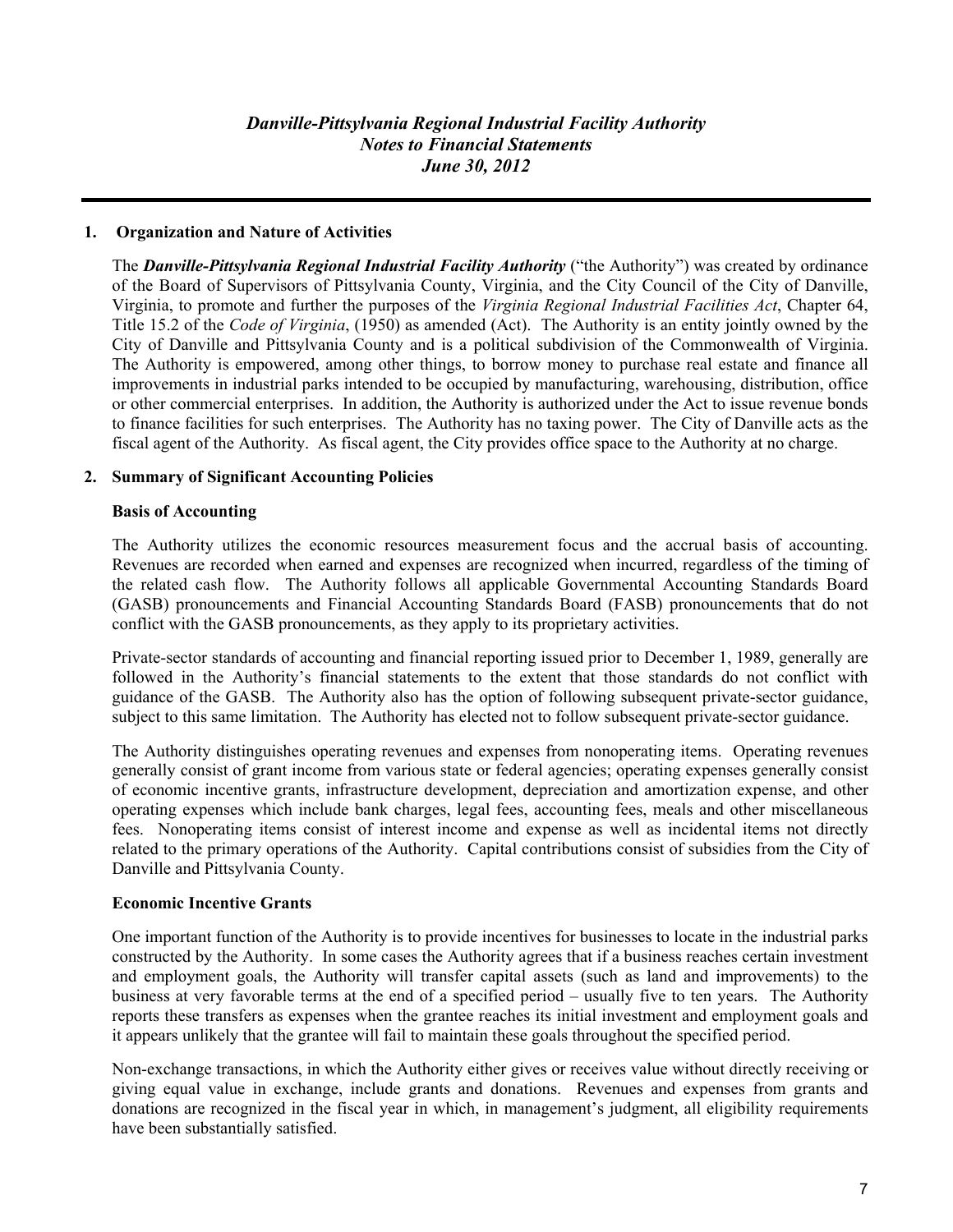# *Danville-Pittsylvania Regional Industrial Facility Authority*
# *Notes to Financial Statements*
# *June 30, 2012*

## 1. Organization and Nature of Activities

The ***Danville-Pittsylvania Regional Industrial Facility Authority*** ("the Authority") was created by ordinance of the Board of Supervisors of Pittsylvania County, Virginia, and the City Council of the City of Danville, Virginia, to promote and further the purposes of the *Virginia Regional Industrial Facilities Act*, Chapter 64, Title 15.2 of the *Code of Virginia*, (1950) as amended (Act). The Authority is an entity jointly owned by the City of Danville and Pittsylvania County and is a political subdivision of the Commonwealth of Virginia. The Authority is empowered, among other things, to borrow money to purchase real estate and finance all improvements in industrial parks intended to be occupied by manufacturing, warehousing, distribution, office or other commercial enterprises. In addition, the Authority is authorized under the Act to issue revenue bonds to finance facilities for such enterprises. The Authority has no taxing power. The City of Danville acts as the fiscal agent of the Authority. As fiscal agent, the City provides office space to the Authority at no charge.

## 2. Summary of Significant Accounting Policies

### Basis of Accounting

The Authority utilizes the economic resources measurement focus and the accrual basis of accounting. Revenues are recorded when earned and expenses are recognized when incurred, regardless of the timing of the related cash flow. The Authority follows all applicable Governmental Accounting Standards Board (GASB) pronouncements and Financial Accounting Standards Board (FASB) pronouncements that do not conflict with the GASB pronouncements, as they apply to its proprietary activities.

Private-sector standards of accounting and financial reporting issued prior to December 1, 1989, generally are followed in the Authority's financial statements to the extent that those standards do not conflict with guidance of the GASB. The Authority also has the option of following subsequent private-sector guidance, subject to this same limitation. The Authority has elected not to follow subsequent private-sector guidance.

The Authority distinguishes operating revenues and expenses from nonoperating items. Operating revenues generally consist of grant income from various state or federal agencies; operating expenses generally consist of economic incentive grants, infrastructure development, depreciation and amortization expense, and other operating expenses which include bank charges, legal fees, accounting fees, meals and other miscellaneous fees. Nonoperating items consist of interest income and expense as well as incidental items not directly related to the primary operations of the Authority. Capital contributions consist of subsidies from the City of Danville and Pittsylvania County.

### Economic Incentive Grants

One important function of the Authority is to provide incentives for businesses to locate in the industrial parks constructed by the Authority. In some cases the Authority agrees that if a business reaches certain investment and employment goals, the Authority will transfer capital assets (such as land and improvements) to the business at very favorable terms at the end of a specified period – usually five to ten years. The Authority reports these transfers as expenses when the grantee reaches its initial investment and employment goals and it appears unlikely that the grantee will fail to maintain these goals throughout the specified period.

Non-exchange transactions, in which the Authority either gives or receives value without directly receiving or giving equal value in exchange, include grants and donations. Revenues and expenses from grants and donations are recognized in the fiscal year in which, in management's judgment, all eligibility requirements have been substantially satisfied.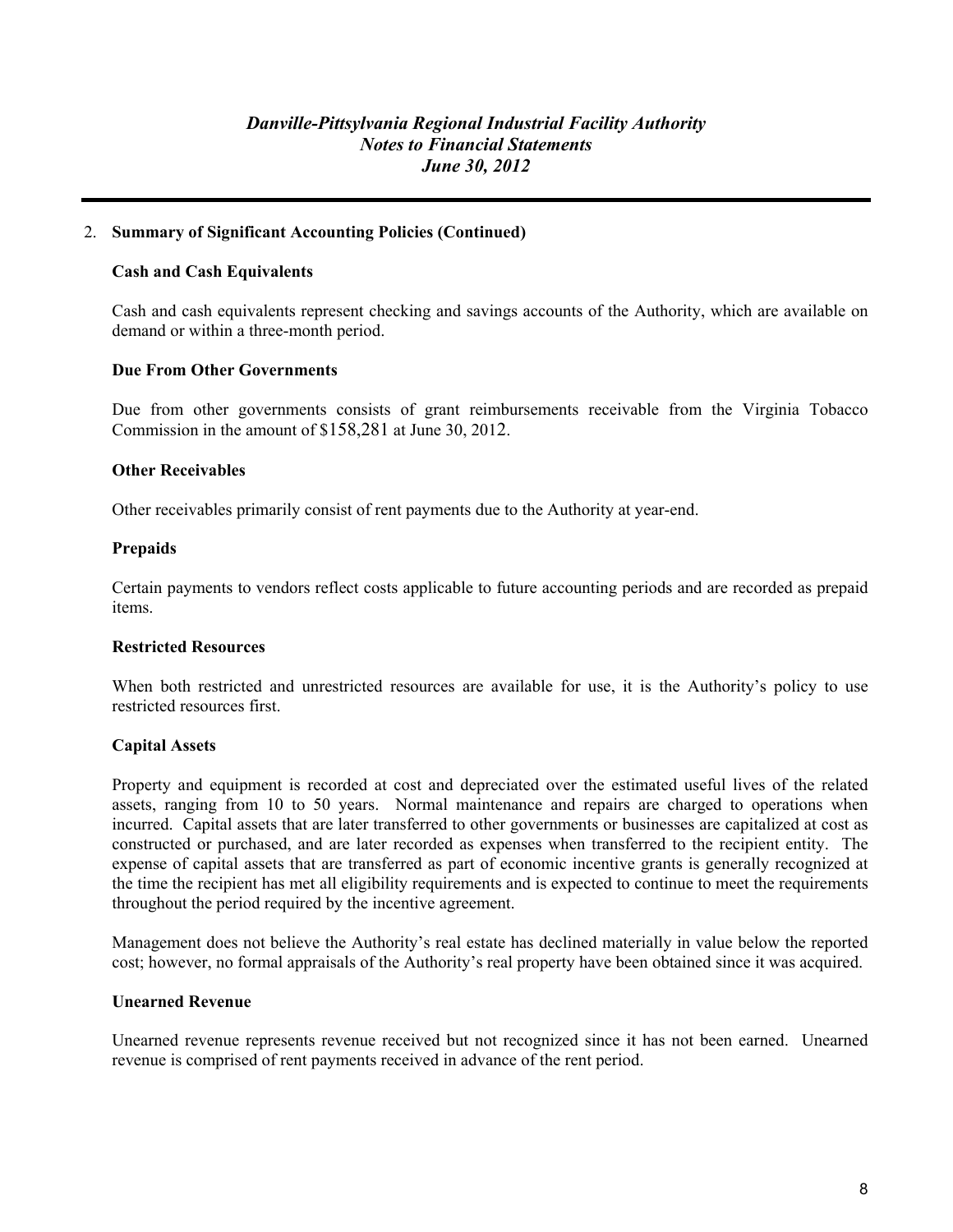## 2. **Summary of Significant Accounting Policies (Continued)**

### Cash and Cash Equivalents

Cash and cash equivalents represent checking and savings accounts of the Authority, which are available on demand or within a three-month period.

### Due From Other Governments

Due from other governments consists of grant reimbursements receivable from the Virginia Tobacco Commission in the amount of $158,281 at June 30, 2012.

### Other Receivables

Other receivables primarily consist of rent payments due to the Authority at year-end.

### Prepaids

Certain payments to vendors reflect costs applicable to future accounting periods and are recorded as prepaid items.

### Restricted Resources

When both restricted and unrestricted resources are available for use, it is the Authority's policy to use restricted resources first.

### Capital Assets

Property and equipment is recorded at cost and depreciated over the estimated useful lives of the related assets, ranging from 10 to 50 years. Normal maintenance and repairs are charged to operations when incurred. Capital assets that are later transferred to other governments or businesses are capitalized at cost as constructed or purchased, and are later recorded as expenses when transferred to the recipient entity. The expense of capital assets that are transferred as part of economic incentive grants is generally recognized at the time the recipient has met all eligibility requirements and is expected to continue to meet the requirements throughout the period required by the incentive agreement.

Management does not believe the Authority's real estate has declined materially in value below the reported cost; however, no formal appraisals of the Authority's real property have been obtained since it was acquired.

### Unearned Revenue

Unearned revenue represents revenue received but not recognized since it has not been earned. Unearned revenue is comprised of rent payments received in advance of the rent period.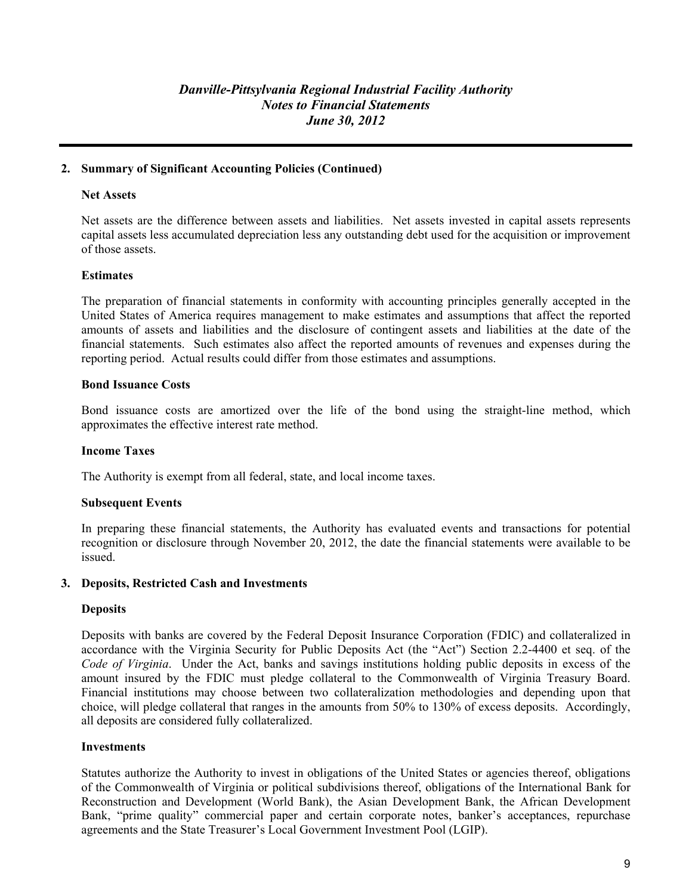## 2. Summary of Significant Accounting Policies (Continued)

### Net Assets

Net assets are the difference between assets and liabilities. Net assets invested in capital assets represents capital assets less accumulated depreciation less any outstanding debt used for the acquisition or improvement of those assets.

### Estimates

The preparation of financial statements in conformity with accounting principles generally accepted in the United States of America requires management to make estimates and assumptions that affect the reported amounts of assets and liabilities and the disclosure of contingent assets and liabilities at the date of the financial statements. Such estimates also affect the reported amounts of revenues and expenses during the reporting period. Actual results could differ from those estimates and assumptions.

### Bond Issuance Costs

Bond issuance costs are amortized over the life of the bond using the straight-line method, which approximates the effective interest rate method.

### Income Taxes

The Authority is exempt from all federal, state, and local income taxes.

### Subsequent Events

In preparing these financial statements, the Authority has evaluated events and transactions for potential recognition or disclosure through November 20, 2012, the date the financial statements were available to be issued.

## 3. Deposits, Restricted Cash and Investments

### Deposits

Deposits with banks are covered by the Federal Deposit Insurance Corporation (FDIC) and collateralized in accordance with the Virginia Security for Public Deposits Act (the "Act") Section 2.2-4400 et seq. of the *Code of Virginia*. Under the Act, banks and savings institutions holding public deposits in excess of the amount insured by the FDIC must pledge collateral to the Commonwealth of Virginia Treasury Board. Financial institutions may choose between two collateralization methodologies and depending upon that choice, will pledge collateral that ranges in the amounts from 50% to 130% of excess deposits. Accordingly, all deposits are considered fully collateralized.

### Investments

Statutes authorize the Authority to invest in obligations of the United States or agencies thereof, obligations of the Commonwealth of Virginia or political subdivisions thereof, obligations of the International Bank for Reconstruction and Development (World Bank), the Asian Development Bank, the African Development Bank, "prime quality" commercial paper and certain corporate notes, banker's acceptances, repurchase agreements and the State Treasurer's Local Government Investment Pool (LGIP).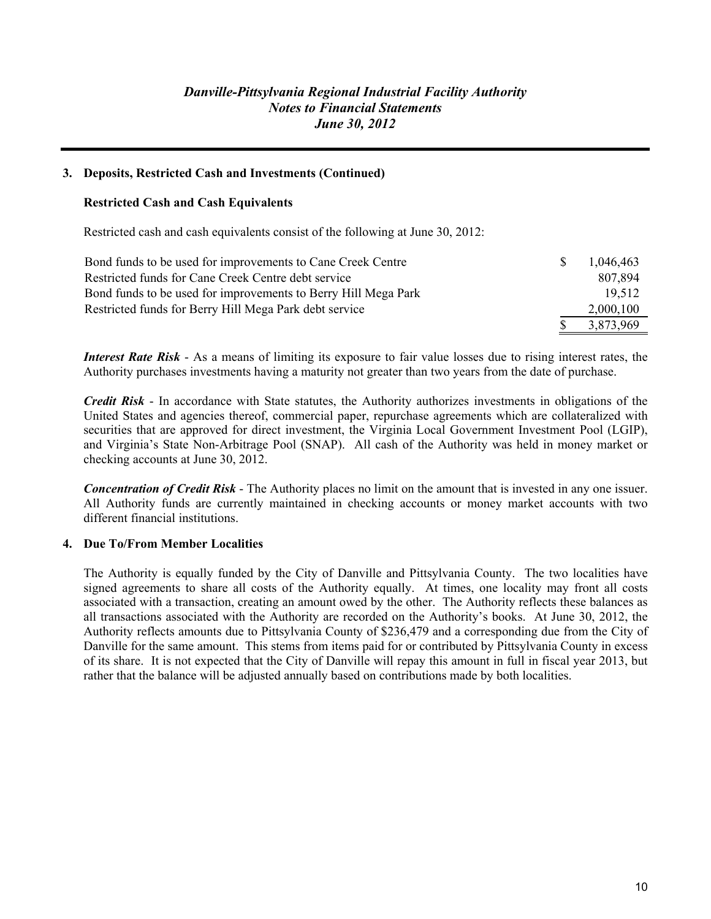## 3. Deposits, Restricted Cash and Investments (Continued)

### Restricted Cash and Cash Equivalents

Restricted cash and cash equivalents consist of the following at June 30, 2012:

| | |
|---|---|
| Bond funds to be used for improvements to Cane Creek Centre | $ 1,046,463 |
| Restricted funds for Cane Creek Centre debt service | 807,894 |
| Bond funds to be used for improvements to Berry Hill Mega Park | 19,512 |
| Restricted funds for Berry Hill Mega Park debt service | 2,000,100 |
| | $ 3,873,969 |

***Interest Rate Risk*** - As a means of limiting its exposure to fair value losses due to rising interest rates, the Authority purchases investments having a maturity not greater than two years from the date of purchase.

***Credit Risk*** - In accordance with State statutes, the Authority authorizes investments in obligations of the United States and agencies thereof, commercial paper, repurchase agreements which are collateralized with securities that are approved for direct investment, the Virginia Local Government Investment Pool (LGIP), and Virginia's State Non-Arbitrage Pool (SNAP). All cash of the Authority was held in money market or checking accounts at June 30, 2012.

***Concentration of Credit Risk*** - The Authority places no limit on the amount that is invested in any one issuer. All Authority funds are currently maintained in checking accounts or money market accounts with two different financial institutions.

## 4. Due To/From Member Localities

The Authority is equally funded by the City of Danville and Pittsylvania County. The two localities have signed agreements to share all costs of the Authority equally. At times, one locality may front all costs associated with a transaction, creating an amount owed by the other. The Authority reflects these balances as all transactions associated with the Authority are recorded on the Authority's books. At June 30, 2012, the Authority reflects amounts due to Pittsylvania County of $236,479 and a corresponding due from the City of Danville for the same amount. This stems from items paid for or contributed by Pittsylvania County in excess of its share. It is not expected that the City of Danville will repay this amount in full in fiscal year 2013, but rather that the balance will be adjusted annually based on contributions made by both localities.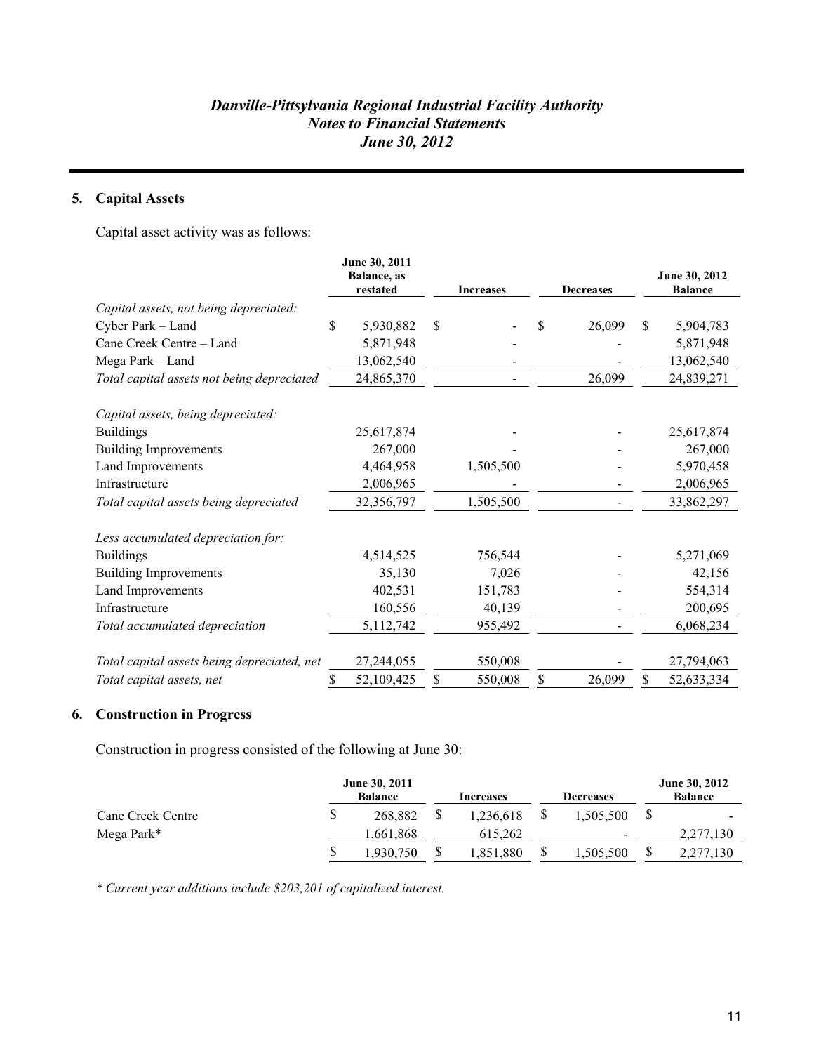## 5. Capital Assets

Capital asset activity was as follows:

| | June 30, 2011 Balance, as restated | Increases | Decreases | June 30, 2012 Balance |
|---|---|---|---|---|
| *Capital assets, not being depreciated:* | | | | |
| Cyber Park – Land | $ 5,930,882 | $ - | $ 26,099 | $ 5,904,783 |
| Cane Creek Centre – Land | 5,871,948 | - | - | 5,871,948 |
| Mega Park – Land | 13,062,540 | - | - | 13,062,540 |
| *Total capital assets not being depreciated* | 24,865,370 | - | 26,099 | 24,839,271 |
| *Capital assets, being depreciated:* | | | | |
| Buildings | 25,617,874 | - | - | 25,617,874 |
| Building Improvements | 267,000 | - | - | 267,000 |
| Land Improvements | 4,464,958 | 1,505,500 | - | 5,970,458 |
| Infrastructure | 2,006,965 | - | - | 2,006,965 |
| *Total capital assets being depreciated* | 32,356,797 | 1,505,500 | - | 33,862,297 |
| *Less accumulated depreciation for:* | | | | |
| Buildings | 4,514,525 | 756,544 | - | 5,271,069 |
| Building Improvements | 35,130 | 7,026 | - | 42,156 |
| Land Improvements | 402,531 | 151,783 | - | 554,314 |
| Infrastructure | 160,556 | 40,139 | - | 200,695 |
| *Total accumulated depreciation* | 5,112,742 | 955,492 | - | 6,068,234 |
| *Total capital assets being depreciated, net* | 27,244,055 | 550,008 | - | 27,794,063 |
| *Total capital assets, net* | $ 52,109,425 | $ 550,008 | $ 26,099 | $ 52,633,334 |

## 6. Construction in Progress

Construction in progress consisted of the following at June 30:

| | June 30, 2011 Balance | Increases | Decreases | June 30, 2012 Balance |
|---|---|---|---|---|
| Cane Creek Centre | $ 268,882 | $ 1,236,618 | $ 1,505,500 | $ - |
| Mega Park* | 1,661,868 | 615,262 | - | 2,277,130 |
| | $ 1,930,750 | $ 1,851,880 | $ 1,505,500 | $ 2,277,130 |

*\* Current year additions include $203,201 of capitalized interest.*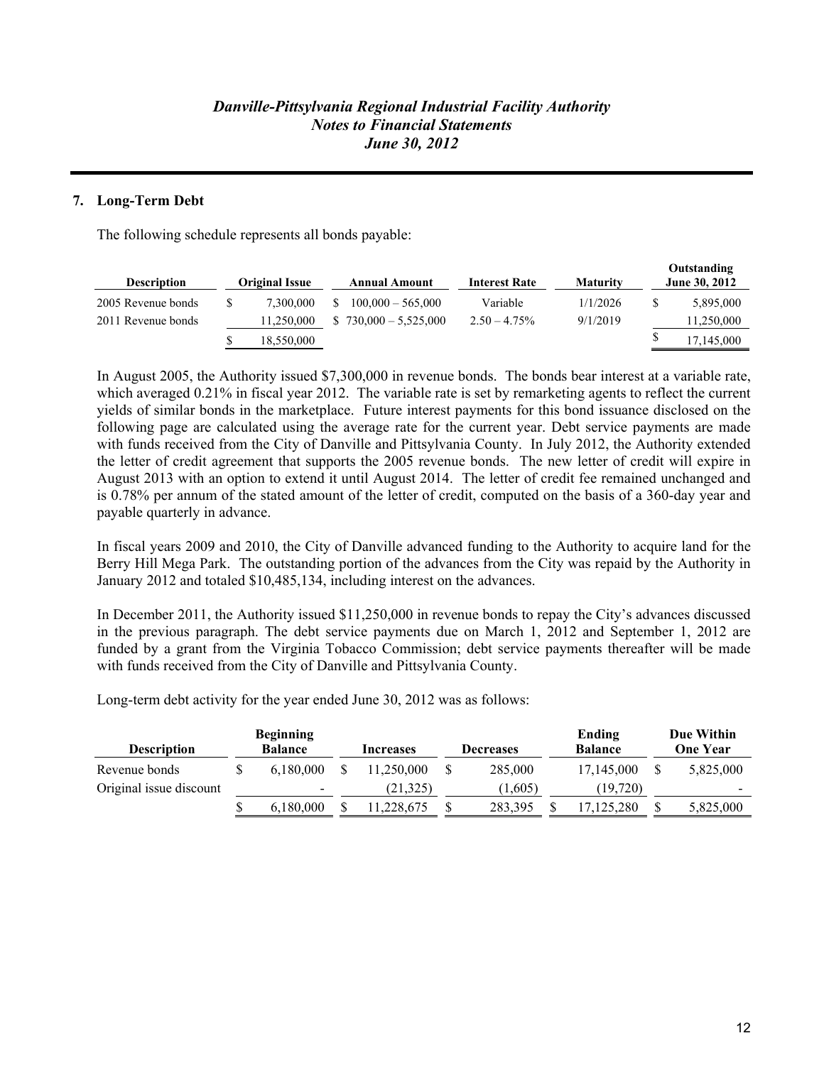## 7. Long-Term Debt

The following schedule represents all bonds payable:

| Description | Original Issue | Annual Amount | Interest Rate | Maturity | Outstanding June 30, 2012 |
|---|---|---|---|---|---|
| 2005 Revenue bonds | $ 7,300,000 | $ 100,000 – 565,000 | Variable | 1/1/2026 | $ 5,895,000 |
| 2011 Revenue bonds | 11,250,000 | $ 730,000 – 5,525,000 | 2.50 – 4.75% | 9/1/2019 | 11,250,000 |
| | $ 18,550,000 | | | | $ 17,145,000 |

In August 2005, the Authority issued $7,300,000 in revenue bonds. The bonds bear interest at a variable rate, which averaged 0.21% in fiscal year 2012. The variable rate is set by remarketing agents to reflect the current yields of similar bonds in the marketplace. Future interest payments for this bond issuance disclosed on the following page are calculated using the average rate for the current year. Debt service payments are made with funds received from the City of Danville and Pittsylvania County. In July 2012, the Authority extended the letter of credit agreement that supports the 2005 revenue bonds. The new letter of credit will expire in August 2013 with an option to extend it until August 2014. The letter of credit fee remained unchanged and is 0.78% per annum of the stated amount of the letter of credit, computed on the basis of a 360-day year and payable quarterly in advance.

In fiscal years 2009 and 2010, the City of Danville advanced funding to the Authority to acquire land for the Berry Hill Mega Park. The outstanding portion of the advances from the City was repaid by the Authority in January 2012 and totaled $10,485,134, including interest on the advances.

In December 2011, the Authority issued $11,250,000 in revenue bonds to repay the City's advances discussed in the previous paragraph. The debt service payments due on March 1, 2012 and September 1, 2012 are funded by a grant from the Virginia Tobacco Commission; debt service payments thereafter will be made with funds received from the City of Danville and Pittsylvania County.

Long-term debt activity for the year ended June 30, 2012 was as follows:

| Description | Beginning Balance | Increases | Decreases | Ending Balance | Due Within One Year |
|---|---|---|---|---|---|
| Revenue bonds | $ 6,180,000 | $ 11,250,000 | $ 285,000 | 17,145,000 | $ 5,825,000 |
| Original issue discount | - | (21,325) | (1,605) | (19,720) | - |
| | $ 6,180,000 | $ 11,228,675 | $ 283,395 | $ 17,125,280 | $ 5,825,000 |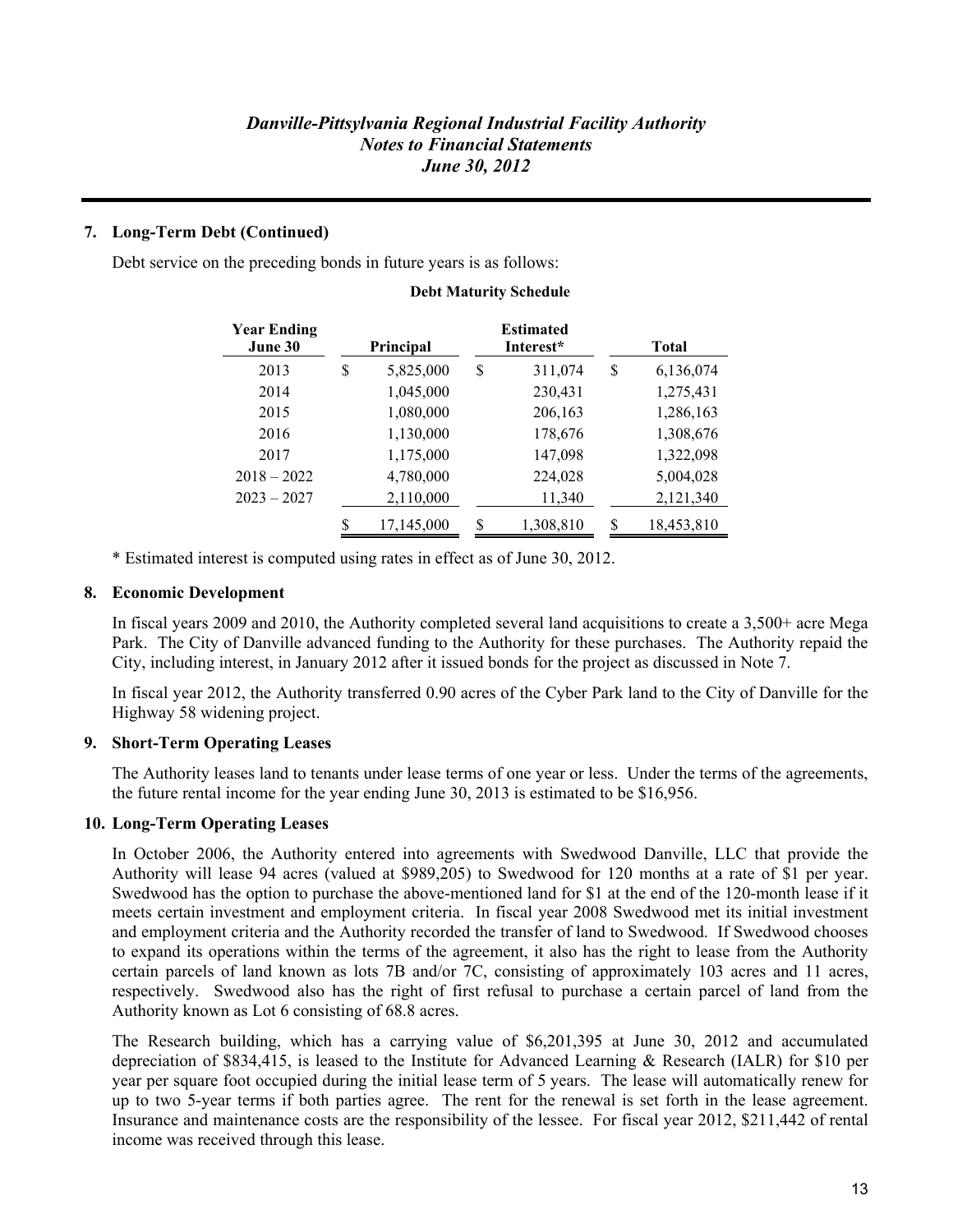## 7. Long-Term Debt (Continued)

Debt service on the preceding bonds in future years is as follows:

**Debt Maturity Schedule**

| Year Ending June 30 | Principal | Estimated Interest* | Total |
|---|---|---|---|
| 2013 | $ 5,825,000 | $ 311,074 | $ 6,136,074 |
| 2014 | 1,045,000 | 230,431 | 1,275,431 |
| 2015 | 1,080,000 | 206,163 | 1,286,163 |
| 2016 | 1,130,000 | 178,676 | 1,308,676 |
| 2017 | 1,175,000 | 147,098 | 1,322,098 |
| 2018 – 2022 | 4,780,000 | 224,028 | 5,004,028 |
| 2023 – 2027 | 2,110,000 | 11,340 | 2,121,340 |
| | $ 17,145,000 | $ 1,308,810 | $ 18,453,810 |

* Estimated interest is computed using rates in effect as of June 30, 2012.

## 8. Economic Development

In fiscal years 2009 and 2010, the Authority completed several land acquisitions to create a 3,500+ acre Mega Park. The City of Danville advanced funding to the Authority for these purchases. The Authority repaid the City, including interest, in January 2012 after it issued bonds for the project as discussed in Note 7.

In fiscal year 2012, the Authority transferred 0.90 acres of the Cyber Park land to the City of Danville for the Highway 58 widening project.

## 9. Short-Term Operating Leases

The Authority leases land to tenants under lease terms of one year or less. Under the terms of the agreements, the future rental income for the year ending June 30, 2013 is estimated to be $16,956.

## 10. Long-Term Operating Leases

In October 2006, the Authority entered into agreements with Swedwood Danville, LLC that provide the Authority will lease 94 acres (valued at $989,205) to Swedwood for 120 months at a rate of $1 per year. Swedwood has the option to purchase the above-mentioned land for $1 at the end of the 120-month lease if it meets certain investment and employment criteria. In fiscal year 2008 Swedwood met its initial investment and employment criteria and the Authority recorded the transfer of land to Swedwood. If Swedwood chooses to expand its operations within the terms of the agreement, it also has the right to lease from the Authority certain parcels of land known as lots 7B and/or 7C, consisting of approximately 103 acres and 11 acres, respectively. Swedwood also has the right of first refusal to purchase a certain parcel of land from the Authority known as Lot 6 consisting of 68.8 acres.

The Research building, which has a carrying value of $6,201,395 at June 30, 2012 and accumulated depreciation of $834,415, is leased to the Institute for Advanced Learning & Research (IALR) for $10 per year per square foot occupied during the initial lease term of 5 years. The lease will automatically renew for up to two 5-year terms if both parties agree. The rent for the renewal is set forth in the lease agreement. Insurance and maintenance costs are the responsibility of the lessee. For fiscal year 2012, $211,442 of rental income was received through this lease.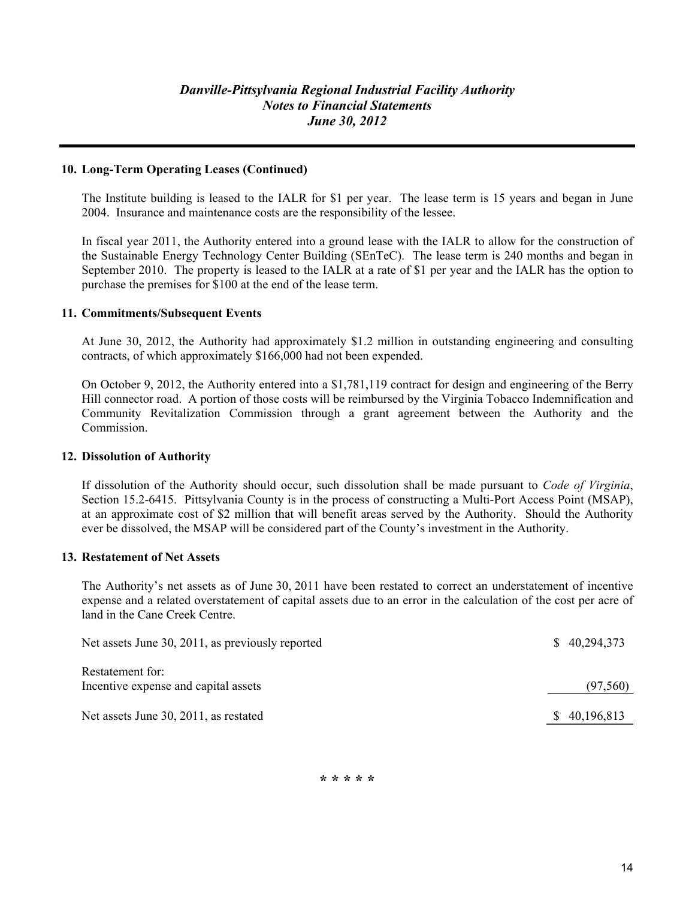## 10. Long-Term Operating Leases (Continued)

The Institute building is leased to the IALR for $1 per year. The lease term is 15 years and began in June 2004. Insurance and maintenance costs are the responsibility of the lessee.

In fiscal year 2011, the Authority entered into a ground lease with the IALR to allow for the construction of the Sustainable Energy Technology Center Building (SEnTeC). The lease term is 240 months and began in September 2010. The property is leased to the IALR at a rate of $1 per year and the IALR has the option to purchase the premises for $100 at the end of the lease term.

## 11. Commitments/Subsequent Events

At June 30, 2012, the Authority had approximately $1.2 million in outstanding engineering and consulting contracts, of which approximately $166,000 had not been expended.

On October 9, 2012, the Authority entered into a $1,781,119 contract for design and engineering of the Berry Hill connector road. A portion of those costs will be reimbursed by the Virginia Tobacco Indemnification and Community Revitalization Commission through a grant agreement between the Authority and the Commission.

## 12. Dissolution of Authority

If dissolution of the Authority should occur, such dissolution shall be made pursuant to *Code of Virginia*, Section 15.2-6415. Pittsylvania County is in the process of constructing a Multi-Port Access Point (MSAP), at an approximate cost of $2 million that will benefit areas served by the Authority. Should the Authority ever be dissolved, the MSAP will be considered part of the County's investment in the Authority.

## 13. Restatement of Net Assets

The Authority's net assets as of June 30, 2011 have been restated to correct an understatement of incentive expense and a related overstatement of capital assets due to an error in the calculation of the cost per acre of land in the Cane Creek Centre.

| | |
|---|---|
| Net assets June 30, 2011, as previously reported | $ 40,294,373 |
| Restatement for: | |
| Incentive expense and capital assets | (97,560) |
| Net assets June 30, 2011, as restated | $ 40,196,813 |

\* \* \* \* \*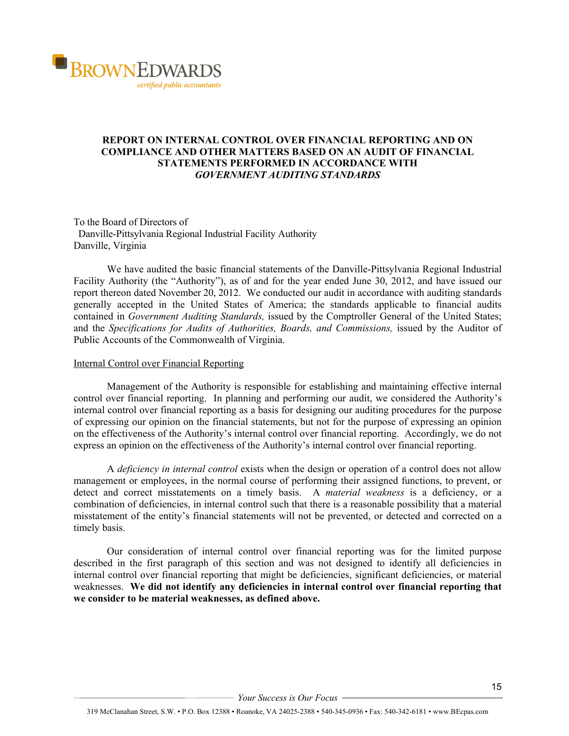**BROWN EDWARDS**
*certified public accountants*

## REPORT ON INTERNAL CONTROL OVER FINANCIAL REPORTING AND ON COMPLIANCE AND OTHER MATTERS BASED ON AN AUDIT OF FINANCIAL STATEMENTS PERFORMED IN ACCORDANCE WITH *GOVERNMENT AUDITING STANDARDS*

To the Board of Directors of
Danville-Pittsylvania Regional Industrial Facility Authority
Danville, Virginia

We have audited the basic financial statements of the Danville-Pittsylvania Regional Industrial Facility Authority (the "Authority"), as of and for the year ended June 30, 2012, and have issued our report thereon dated November 20, 2012. We conducted our audit in accordance with auditing standards generally accepted in the United States of America; the standards applicable to financial audits contained in *Government Auditing Standards,* issued by the Comptroller General of the United States; and the *Specifications for Audits of Authorities, Boards, and Commissions,* issued by the Auditor of Public Accounts of the Commonwealth of Virginia.

Internal Control over Financial Reporting

Management of the Authority is responsible for establishing and maintaining effective internal control over financial reporting. In planning and performing our audit, we considered the Authority's internal control over financial reporting as a basis for designing our auditing procedures for the purpose of expressing our opinion on the financial statements, but not for the purpose of expressing an opinion on the effectiveness of the Authority's internal control over financial reporting. Accordingly, we do not express an opinion on the effectiveness of the Authority's internal control over financial reporting.

A *deficiency in internal control* exists when the design or operation of a control does not allow management or employees, in the normal course of performing their assigned functions, to prevent, or detect and correct misstatements on a timely basis. A *material weakness* is a deficiency, or a combination of deficiencies, in internal control such that there is a reasonable possibility that a material misstatement of the entity's financial statements will not be prevented, or detected and corrected on a timely basis.

Our consideration of internal control over financial reporting was for the limited purpose described in the first paragraph of this section and was not designed to identify all deficiencies in internal control over financial reporting that might be deficiencies, significant deficiencies, or material weaknesses. **We did not identify any deficiencies in internal control over financial reporting that we consider to be material weaknesses, as defined above.**

*Your Success is Our Focus*

319 McClanahan Street, S.W. • P.O. Box 12388 • Roanoke, VA 24025-2388 • 540-345-0936 • Fax: 540-342-6181 • www.BEcpas.com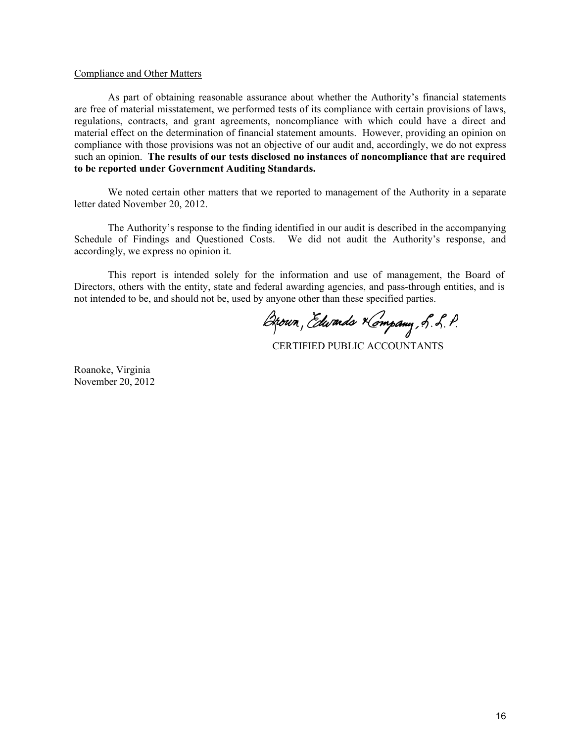Compliance and Other Matters

As part of obtaining reasonable assurance about whether the Authority's financial statements are free of material misstatement, we performed tests of its compliance with certain provisions of laws, regulations, contracts, and grant agreements, noncompliance with which could have a direct and material effect on the determination of financial statement amounts. However, providing an opinion on compliance with those provisions was not an objective of our audit and, accordingly, we do not express such an opinion. **The results of our tests disclosed no instances of noncompliance that are required to be reported under Government Auditing Standards.**

We noted certain other matters that we reported to management of the Authority in a separate letter dated November 20, 2012.

The Authority's response to the finding identified in our audit is described in the accompanying Schedule of Findings and Questioned Costs. We did not audit the Authority's response, and accordingly, we express no opinion it.

This report is intended solely for the information and use of management, the Board of Directors, others with the entity, state and federal awarding agencies, and pass-through entities, and is not intended to be, and should not be, used by anyone other than these specified parties.

Brown, Edwards & Company, L.L.P.

CERTIFIED PUBLIC ACCOUNTANTS

Roanoke, Virginia
November 20, 2012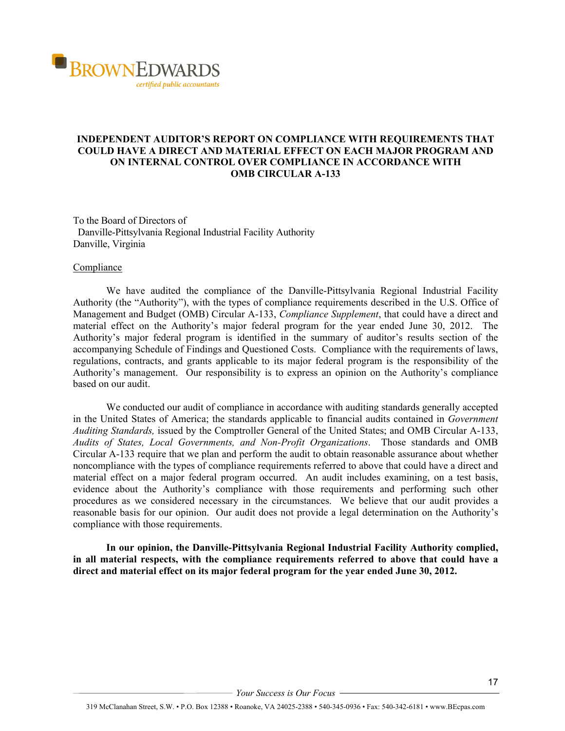# INDEPENDENT AUDITOR'S REPORT ON COMPLIANCE WITH REQUIREMENTS THAT COULD HAVE A DIRECT AND MATERIAL EFFECT ON EACH MAJOR PROGRAM AND ON INTERNAL CONTROL OVER COMPLIANCE IN ACCORDANCE WITH OMB CIRCULAR A-133

To the Board of Directors of
Danville-Pittsylvania Regional Industrial Facility Authority
Danville, Virginia

## Compliance

We have audited the compliance of the Danville-Pittsylvania Regional Industrial Facility Authority (the "Authority"), with the types of compliance requirements described in the U.S. Office of Management and Budget (OMB) Circular A-133, *Compliance Supplement*, that could have a direct and material effect on the Authority's major federal program for the year ended June 30, 2012. The Authority's major federal program is identified in the summary of auditor's results section of the accompanying Schedule of Findings and Questioned Costs. Compliance with the requirements of laws, regulations, contracts, and grants applicable to its major federal program is the responsibility of the Authority's management. Our responsibility is to express an opinion on the Authority's compliance based on our audit.

We conducted our audit of compliance in accordance with auditing standards generally accepted in the United States of America; the standards applicable to financial audits contained in *Government Auditing Standards,* issued by the Comptroller General of the United States; and OMB Circular A-133, *Audits of States, Local Governments, and Non-Profit Organizations*. Those standards and OMB Circular A-133 require that we plan and perform the audit to obtain reasonable assurance about whether noncompliance with the types of compliance requirements referred to above that could have a direct and material effect on a major federal program occurred. An audit includes examining, on a test basis, evidence about the Authority's compliance with those requirements and performing such other procedures as we considered necessary in the circumstances. We believe that our audit provides a reasonable basis for our opinion. Our audit does not provide a legal determination on the Authority's compliance with those requirements.

**In our opinion, the Danville-Pittsylvania Regional Industrial Facility Authority complied, in all material respects, with the compliance requirements referred to above that could have a direct and material effect on its major federal program for the year ended June 30, 2012.**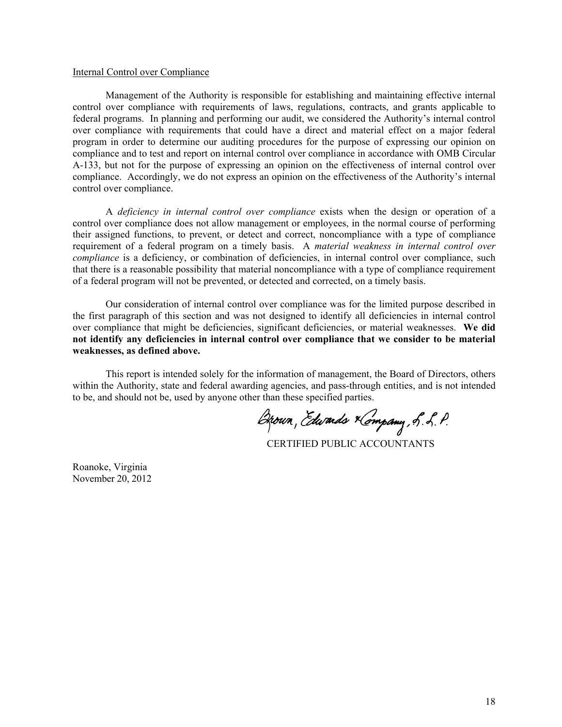Internal Control over Compliance

Management of the Authority is responsible for establishing and maintaining effective internal control over compliance with requirements of laws, regulations, contracts, and grants applicable to federal programs. In planning and performing our audit, we considered the Authority's internal control over compliance with requirements that could have a direct and material effect on a major federal program in order to determine our auditing procedures for the purpose of expressing our opinion on compliance and to test and report on internal control over compliance in accordance with OMB Circular A-133, but not for the purpose of expressing an opinion on the effectiveness of internal control over compliance. Accordingly, we do not express an opinion on the effectiveness of the Authority's internal control over compliance.

A *deficiency in internal control over compliance* exists when the design or operation of a control over compliance does not allow management or employees, in the normal course of performing their assigned functions, to prevent, or detect and correct, noncompliance with a type of compliance requirement of a federal program on a timely basis. A *material weakness in internal control over compliance* is a deficiency, or combination of deficiencies, in internal control over compliance, such that there is a reasonable possibility that material noncompliance with a type of compliance requirement of a federal program will not be prevented, or detected and corrected, on a timely basis.

Our consideration of internal control over compliance was for the limited purpose described in the first paragraph of this section and was not designed to identify all deficiencies in internal control over compliance that might be deficiencies, significant deficiencies, or material weaknesses. **We did not identify any deficiencies in internal control over compliance that we consider to be material weaknesses, as defined above.**

This report is intended solely for the information of management, the Board of Directors, others within the Authority, state and federal awarding agencies, and pass-through entities, and is not intended to be, and should not be, used by anyone other than these specified parties.

Brown, Edwards & Company, S. L. P.

CERTIFIED PUBLIC ACCOUNTANTS

Roanoke, Virginia
November 20, 2012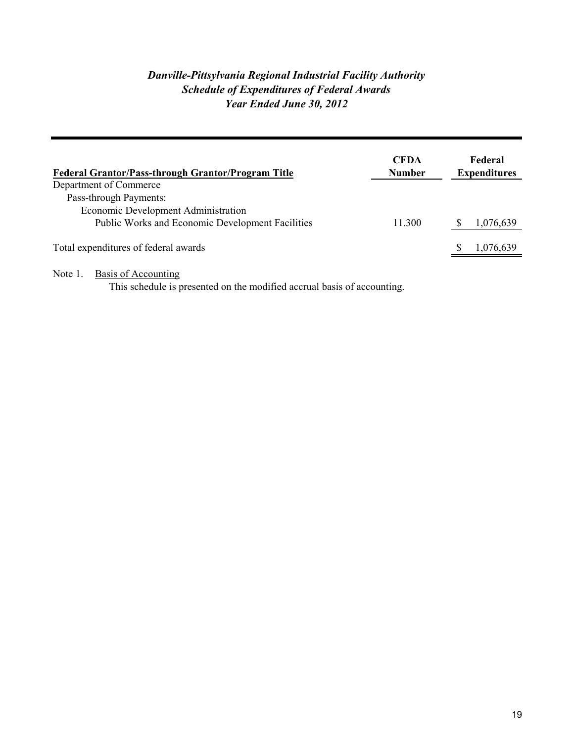# *Danville-Pittsylvania Regional Industrial Facility Authority*
## *Schedule of Expenditures of Federal Awards*
### *Year Ended June 30, 2012*

| Federal Grantor/Pass-through Grantor/Program Title | CFDA Number | Federal Expenditures |
|---|---|---|
| Department of Commerce | | |
| Pass-through Payments: | | |
| Economic Development Administration | | |
| Public Works and Economic Development Facilities | 11.300 | $ 1,076,639 |
| Total expenditures of federal awards | | $ 1,076,639 |

Note 1. Basis of Accounting

This schedule is presented on the modified accrual basis of accounting.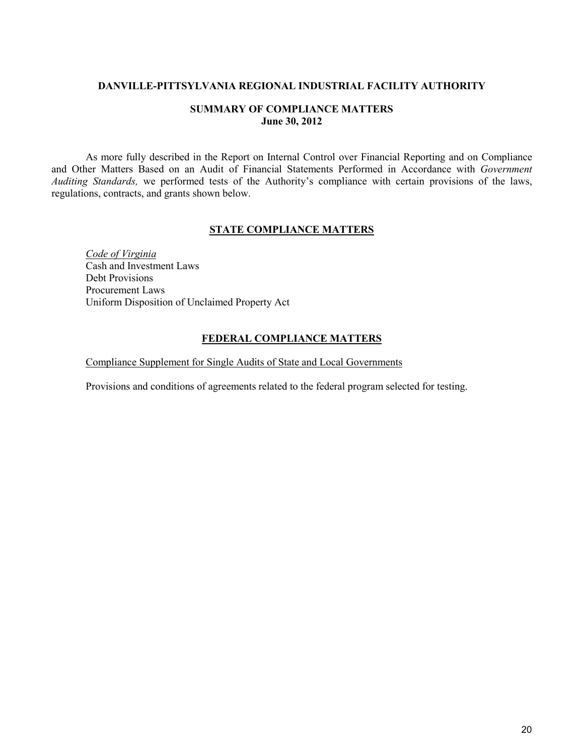**DANVILLE-PITTSYLVANIA REGIONAL INDUSTRIAL FACILITY AUTHORITY**

**SUMMARY OF COMPLIANCE MATTERS**
**June 30, 2012**

As more fully described in the Report on Internal Control over Financial Reporting and on Compliance and Other Matters Based on an Audit of Financial Statements Performed in Accordance with *Government Auditing Standards,* we performed tests of the Authority's compliance with certain provisions of the laws, regulations, contracts, and grants shown below.

## STATE COMPLIANCE MATTERS

*Code of Virginia*
Cash and Investment Laws
Debt Provisions
Procurement Laws
Uniform Disposition of Unclaimed Property Act

## FEDERAL COMPLIANCE MATTERS

Compliance Supplement for Single Audits of State and Local Governments

Provisions and conditions of agreements related to the federal program selected for testing.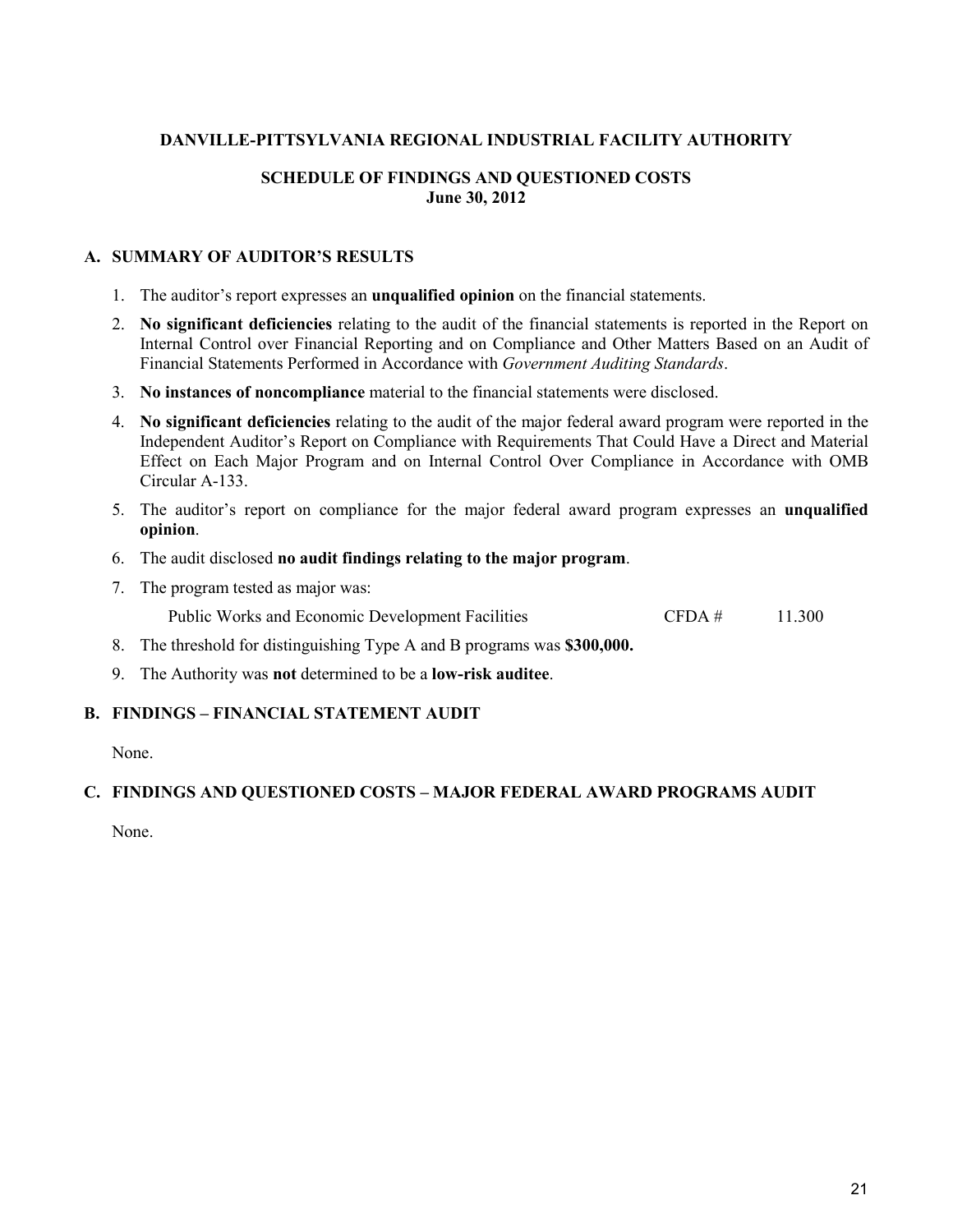# DANVILLE-PITTSYLVANIA REGIONAL INDUSTRIAL FACILITY AUTHORITY

## SCHEDULE OF FINDINGS AND QUESTIONED COSTS
**June 30, 2012**

### A. SUMMARY OF AUDITOR'S RESULTS

1. The auditor's report expresses an **unqualified opinion** on the financial statements.
2. **No significant deficiencies** relating to the audit of the financial statements is reported in the Report on Internal Control over Financial Reporting and on Compliance and Other Matters Based on an Audit of Financial Statements Performed in Accordance with *Government Auditing Standards*.
3. **No instances of noncompliance** material to the financial statements were disclosed.
4. **No significant deficiencies** relating to the audit of the major federal award program were reported in the Independent Auditor's Report on Compliance with Requirements That Could Have a Direct and Material Effect on Each Major Program and on Internal Control Over Compliance in Accordance with OMB Circular A-133.
5. The auditor's report on compliance for the major federal award program expresses an **unqualified opinion**.
6. The audit disclosed **no audit findings relating to the major program**.
7. The program tested as major was:

   Public Works and Economic Development Facilities CFDA # 11.300
8. The threshold for distinguishing Type A and B programs was **$300,000.**
9. The Authority was **not** determined to be a **low-risk auditee**.

### B. FINDINGS – FINANCIAL STATEMENT AUDIT

None.

### C. FINDINGS AND QUESTIONED COSTS – MAJOR FEDERAL AWARD PROGRAMS AUDIT

None.